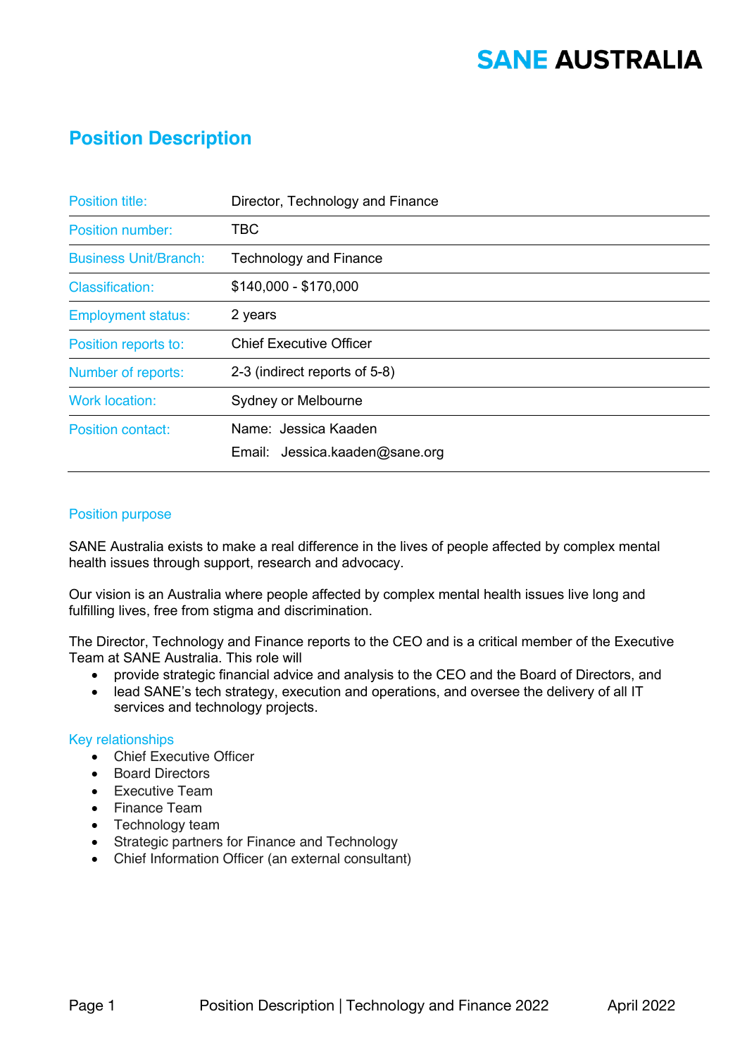SANE AUSTRALIA

# Position Description

| | |
|---|---|
| Position title: | Director, Technology and Finance |
| Position number: | TBC |
| Business Unit/Branch: | Technology and Finance |
| Classification: | $140,000 - $170,000 |
| Employment status: | 2 years |
| Position reports to: | Chief Executive Officer |
| Number of reports: | 2-3 (indirect reports of 5-8) |
| Work location: | Sydney or Melbourne |
| Position contact: | Name: Jessica Kaaden<br>Email: Jessica.kaaden@sane.org |

## Position purpose

SANE Australia exists to make a real difference in the lives of people affected by complex mental health issues through support, research and advocacy.

Our vision is an Australia where people affected by complex mental health issues live long and fulfilling lives, free from stigma and discrimination.

The Director, Technology and Finance reports to the CEO and is a critical member of the Executive Team at SANE Australia. This role will

- provide strategic financial advice and analysis to the CEO and the Board of Directors, and
- lead SANE's tech strategy, execution and operations, and oversee the delivery of all IT services and technology projects.

## Key relationships

- Chief Executive Officer
- Board Directors
- Executive Team
- Finance Team
- Technology team
- Strategic partners for Finance and Technology
- Chief Information Officer (an external consultant)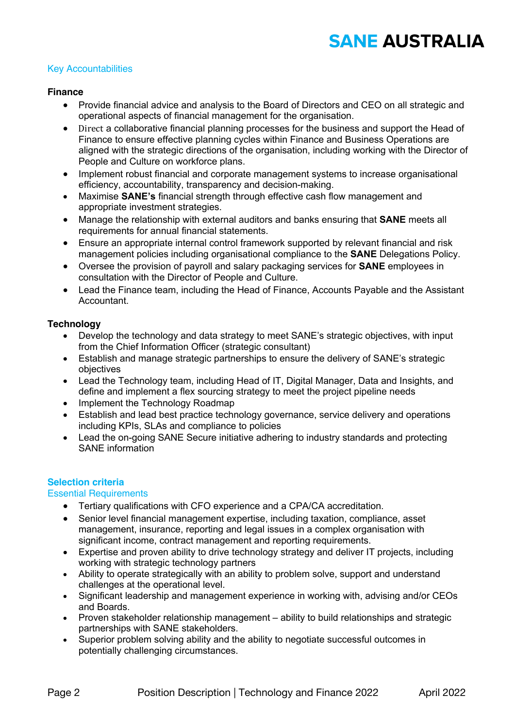## Key Accountabilities

### Finance

- Provide financial advice and analysis to the Board of Directors and CEO on all strategic and operational aspects of financial management for the organisation.
- Direct a collaborative financial planning processes for the business and support the Head of Finance to ensure effective planning cycles within Finance and Business Operations are aligned with the strategic directions of the organisation, including working with the Director of People and Culture on workforce plans.
- Implement robust financial and corporate management systems to increase organisational efficiency, accountability, transparency and decision-making.
- Maximise **SANE's** financial strength through effective cash flow management and appropriate investment strategies.
- Manage the relationship with external auditors and banks ensuring that **SANE** meets all requirements for annual financial statements.
- Ensure an appropriate internal control framework supported by relevant financial and risk management policies including organisational compliance to the **SANE** Delegations Policy.
- Oversee the provision of payroll and salary packaging services for **SANE** employees in consultation with the Director of People and Culture.
- Lead the Finance team, including the Head of Finance, Accounts Payable and the Assistant Accountant.

### Technology

- Develop the technology and data strategy to meet SANE's strategic objectives, with input from the Chief Information Officer (strategic consultant)
- Establish and manage strategic partnerships to ensure the delivery of SANE's strategic objectives
- Lead the Technology team, including Head of IT, Digital Manager, Data and Insights, and define and implement a flex sourcing strategy to meet the project pipeline needs
- Implement the Technology Roadmap
- Establish and lead best practice technology governance, service delivery and operations including KPIs, SLAs and compliance to policies
- Lead the on-going SANE Secure initiative adhering to industry standards and protecting SANE information

## Selection criteria

### Essential Requirements

- Tertiary qualifications with CFO experience and a CPA/CA accreditation.
- Senior level financial management expertise, including taxation, compliance, asset management, insurance, reporting and legal issues in a complex organisation with significant income, contract management and reporting requirements.
- Expertise and proven ability to drive technology strategy and deliver IT projects, including working with strategic technology partners
- Ability to operate strategically with an ability to problem solve, support and understand challenges at the operational level.
- Significant leadership and management experience in working with, advising and/or CEOs and Boards.
- Proven stakeholder relationship management – ability to build relationships and strategic partnerships with SANE stakeholders.
- Superior problem solving ability and the ability to negotiate successful outcomes in potentially challenging circumstances.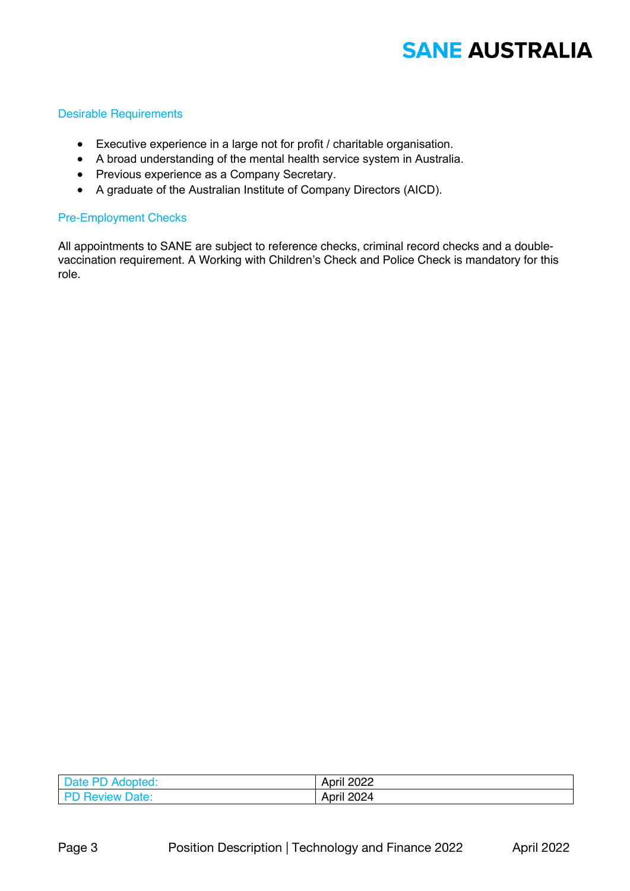### Desirable Requirements

- Executive experience in a large not for profit / charitable organisation.
- A broad understanding of the mental health service system in Australia.
- Previous experience as a Company Secretary.
- A graduate of the Australian Institute of Company Directors (AICD).

### Pre-Employment Checks

All appointments to SANE are subject to reference checks, criminal record checks and a double-vaccination requirement. A Working with Children's Check and Police Check is mandatory for this role.

| | |
|---|---|
| Date PD Adopted: | April 2022 |
| PD Review Date: | April 2024 |